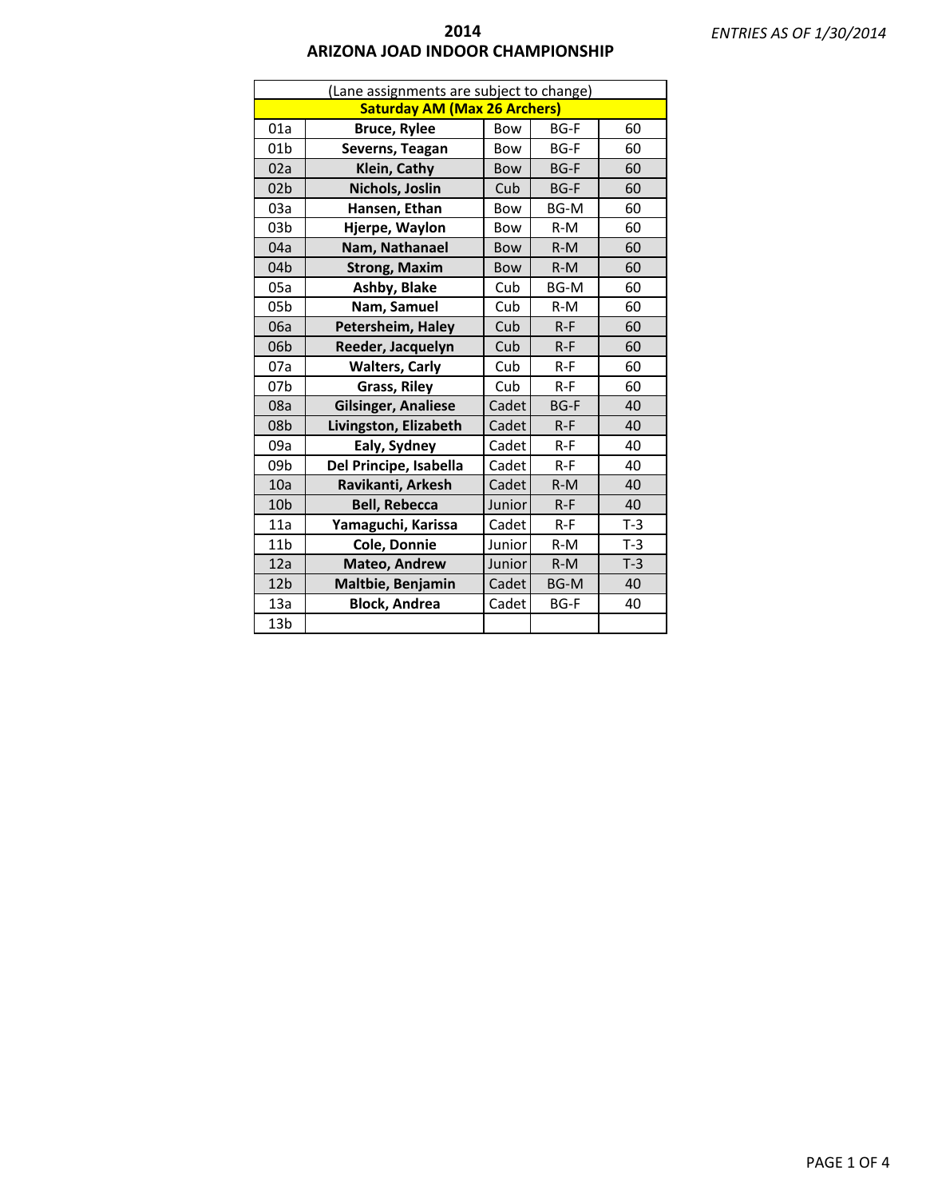# 2014
# ARIZONA JOAD INDOOR CHAMPIONSHIP

*ENTRIES AS OF 1/30/2014*

| (Lane assignments are subject to change) | | | | |
|---|---|---|---|---|
| **Saturday AM (Max 26 Archers)** | | | | |
| 01a | **Bruce, Rylee** | Bow | BG-F | 60 |
| 01b | **Severns, Teagan** | Bow | BG-F | 60 |
| 02a | **Klein, Cathy** | Bow | BG-F | 60 |
| 02b | **Nichols, Joslin** | Cub | BG-F | 60 |
| 03a | **Hansen, Ethan** | Bow | BG-M | 60 |
| 03b | **Hjerpe, Waylon** | Bow | R-M | 60 |
| 04a | **Nam, Nathanael** | Bow | R-M | 60 |
| 04b | **Strong, Maxim** | Bow | R-M | 60 |
| 05a | **Ashby, Blake** | Cub | BG-M | 60 |
| 05b | **Nam, Samuel** | Cub | R-M | 60 |
| 06a | **Petersheim, Haley** | Cub | R-F | 60 |
| 06b | **Reeder, Jacquelyn** | Cub | R-F | 60 |
| 07a | **Walters, Carly** | Cub | R-F | 60 |
| 07b | **Grass, Riley** | Cub | R-F | 60 |
| 08a | **Gilsinger, Analiese** | Cadet | BG-F | 40 |
| 08b | **Livingston, Elizabeth** | Cadet | R-F | 40 |
| 09a | **Ealy, Sydney** | Cadet | R-F | 40 |
| 09b | **Del Principe, Isabella** | Cadet | R-F | 40 |
| 10a | **Ravikanti, Arkesh** | Cadet | R-M | 40 |
| 10b | **Bell, Rebecca** | Junior | R-F | 40 |
| 11a | **Yamaguchi, Karissa** | Cadet | R-F | T-3 |
| 11b | **Cole, Donnie** | Junior | R-M | T-3 |
| 12a | **Mateo, Andrew** | Junior | R-M | T-3 |
| 12b | **Maltbie, Benjamin** | Cadet | BG-M | 40 |
| 13a | **Block, Andrea** | Cadet | BG-F | 40 |
| 13b | | | | |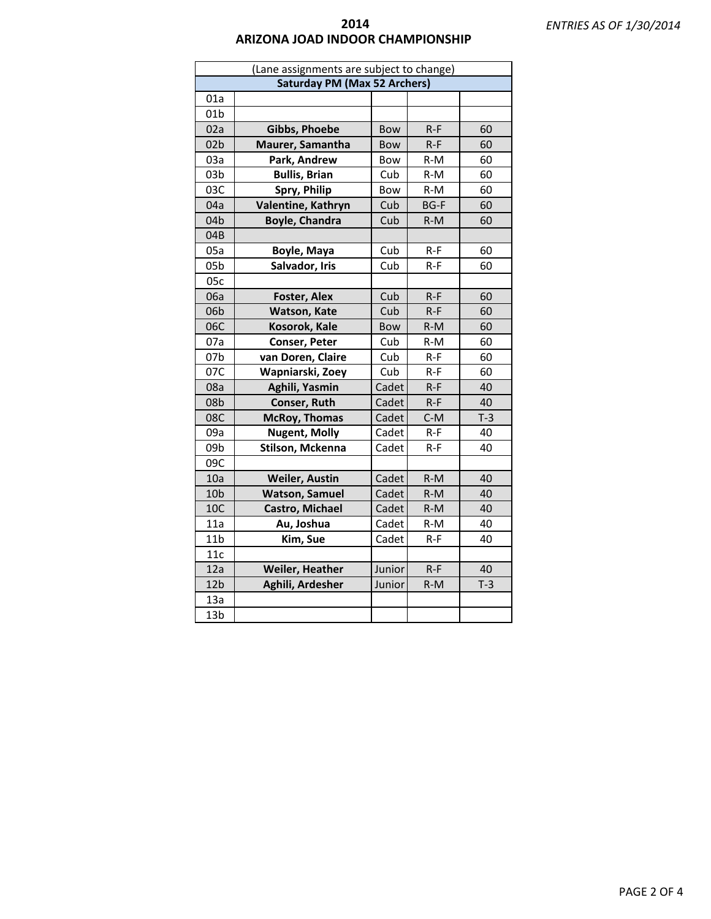# 2014
# ARIZONA JOAD INDOOR CHAMPIONSHIP

*ENTRIES AS OF 1/30/2014*

| (Lane assignments are subject to change) | | | | |
|---|---|---|---|---|
| **Saturday PM (Max 52 Archers)** | | | | |
| 01a | | | | |
| 01b | | | | |
| 02a | **Gibbs, Phoebe** | Bow | R-F | 60 |
| 02b | **Maurer, Samantha** | Bow | R-F | 60 |
| 03a | **Park, Andrew** | Bow | R-M | 60 |
| 03b | **Bullis, Brian** | Cub | R-M | 60 |
| 03C | **Spry, Philip** | Bow | R-M | 60 |
| 04a | **Valentine, Kathryn** | Cub | BG-F | 60 |
| 04b | **Boyle, Chandra** | Cub | R-M | 60 |
| 04B | | | | |
| 05a | **Boyle, Maya** | Cub | R-F | 60 |
| 05b | **Salvador, Iris** | Cub | R-F | 60 |
| 05c | | | | |
| 06a | **Foster, Alex** | Cub | R-F | 60 |
| 06b | **Watson, Kate** | Cub | R-F | 60 |
| 06C | **Kosorok, Kale** | Bow | R-M | 60 |
| 07a | **Conser, Peter** | Cub | R-M | 60 |
| 07b | **van Doren, Claire** | Cub | R-F | 60 |
| 07C | **Wapniarski, Zoey** | Cub | R-F | 60 |
| 08a | **Aghili, Yasmin** | Cadet | R-F | 40 |
| 08b | **Conser, Ruth** | Cadet | R-F | 40 |
| 08C | **McRoy, Thomas** | Cadet | C-M | T-3 |
| 09a | **Nugent, Molly** | Cadet | R-F | 40 |
| 09b | **Stilson, Mckenna** | Cadet | R-F | 40 |
| 09C | | | | |
| 10a | **Weiler, Austin** | Cadet | R-M | 40 |
| 10b | **Watson, Samuel** | Cadet | R-M | 40 |
| 10C | **Castro, Michael** | Cadet | R-M | 40 |
| 11a | **Au, Joshua** | Cadet | R-M | 40 |
| 11b | **Kim, Sue** | Cadet | R-F | 40 |
| 11c | | | | |
| 12a | **Weiler, Heather** | Junior | R-F | 40 |
| 12b | **Aghili, Ardesher** | Junior | R-M | T-3 |
| 13a | | | | |
| 13b | | | | |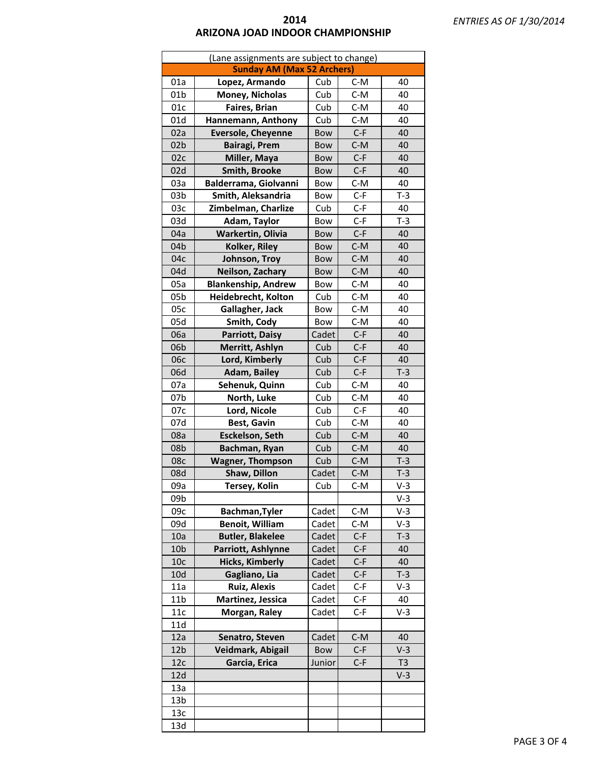# 2014
# ARIZONA JOAD INDOOR CHAMPIONSHIP

*ENTRIES AS OF 1/30/2014*

| (Lane assignments are subject to change) | | | | |
|---|---|---|---|---|
| **Sunday AM (Max 52 Archers)** | | | | |
| 01a | **Lopez, Armando** | Cub | C-M | 40 |
| 01b | **Money, Nicholas** | Cub | C-M | 40 |
| 01c | **Faires, Brian** | Cub | C-M | 40 |
| 01d | **Hannemann, Anthony** | Cub | C-M | 40 |
| 02a | **Eversole, Cheyenne** | Bow | C-F | 40 |
| 02b | **Bairagi, Prem** | Bow | C-M | 40 |
| 02c | **Miller, Maya** | Bow | C-F | 40 |
| 02d | **Smith, Brooke** | Bow | C-F | 40 |
| 03a | **Balderrama, Giolvanni** | Bow | C-M | 40 |
| 03b | **Smith, Aleksandria** | Bow | C-F | T-3 |
| 03c | **Zimbelman, Charlize** | Cub | C-F | 40 |
| 03d | **Adam, Taylor** | Bow | C-F | T-3 |
| 04a | **Warkertin, Olivia** | Bow | C-F | 40 |
| 04b | **Kolker, Riley** | Bow | C-M | 40 |
| 04c | **Johnson, Troy** | Bow | C-M | 40 |
| 04d | **Neilson, Zachary** | Bow | C-M | 40 |
| 05a | **Blankenship, Andrew** | Bow | C-M | 40 |
| 05b | **Heidebrecht, Kolton** | Cub | C-M | 40 |
| 05c | **Gallagher, Jack** | Bow | C-M | 40 |
| 05d | **Smith, Cody** | Bow | C-M | 40 |
| 06a | **Parriott, Daisy** | Cadet | C-F | 40 |
| 06b | **Merritt, Ashlyn** | Cub | C-F | 40 |
| 06c | **Lord, Kimberly** | Cub | C-F | 40 |
| 06d | **Adam, Bailey** | Cub | C-F | T-3 |
| 07a | **Sehenuk, Quinn** | Cub | C-M | 40 |
| 07b | **North, Luke** | Cub | C-M | 40 |
| 07c | **Lord, Nicole** | Cub | C-F | 40 |
| 07d | **Best, Gavin** | Cub | C-M | 40 |
| 08a | **Esckelson, Seth** | Cub | C-M | 40 |
| 08b | **Bachman, Ryan** | Cub | C-M | 40 |
| 08c | **Wagner, Thompson** | Cub | C-M | T-3 |
| 08d | **Shaw, Dillon** | Cadet | C-M | T-3 |
| 09a | **Tersey, Kolin** | Cub | C-M | V-3 |
| 09b | | | | V-3 |
| 09c | **Bachman,Tyler** | Cadet | C-M | V-3 |
| 09d | **Benoit, William** | Cadet | C-M | V-3 |
| 10a | **Butler, Blakelee** | Cadet | C-F | T-3 |
| 10b | **Parriott, Ashlynne** | Cadet | C-F | 40 |
| 10c | **Hicks, Kimberly** | Cadet | C-F | 40 |
| 10d | **Gagliano, Lia** | Cadet | C-F | T-3 |
| 11a | **Ruiz, Alexis** | Cadet | C-F | V-3 |
| 11b | **Martinez, Jessica** | Cadet | C-F | 40 |
| 11c | **Morgan, Raley** | Cadet | C-F | V-3 |
| 11d | | | | |
| 12a | **Senatro, Steven** | Cadet | C-M | 40 |
| 12b | **Veidmark, Abigail** | Bow | C-F | V-3 |
| 12c | **Garcia, Erica** | Junior | C-F | T3 |
| 12d | | | | V-3 |
| 13a | | | | |
| 13b | | | | |
| 13c | | | | |
| 13d | | | | |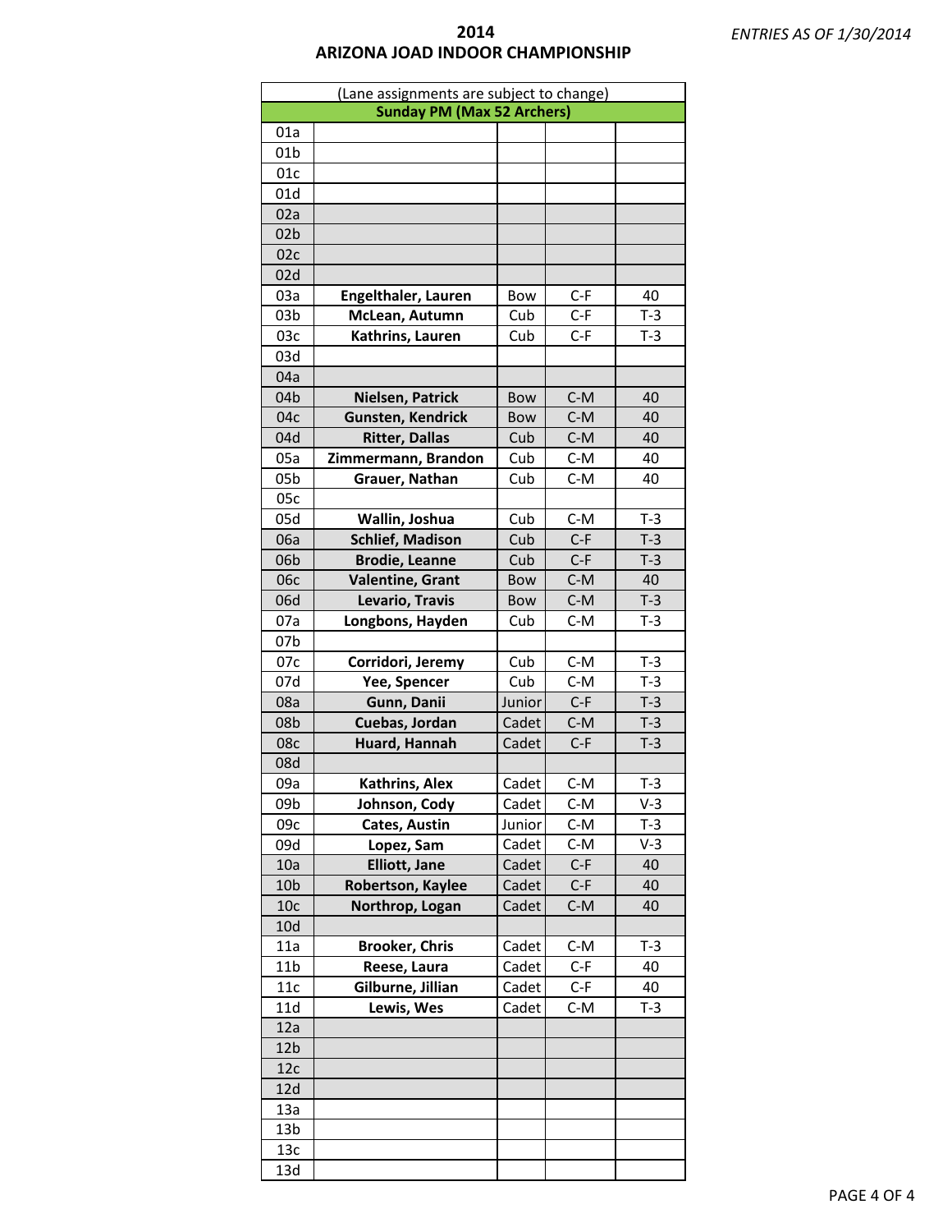# 2014
# ARIZONA JOAD INDOOR CHAMPIONSHIP

*ENTRIES AS OF 1/30/2014*

| (Lane assignments are subject to change) | | | | |
|---|---|---|---|---|
| **Sunday PM (Max 52 Archers)** | | | | |
| 01a | | | | |
| 01b | | | | |
| 01c | | | | |
| 01d | | | | |
| 02a | | | | |
| 02b | | | | |
| 02c | | | | |
| 02d | | | | |
| 03a | **Engelthaler, Lauren** | Bow | C-F | 40 |
| 03b | **McLean, Autumn** | Cub | C-F | T-3 |
| 03c | **Kathrins, Lauren** | Cub | C-F | T-3 |
| 03d | | | | |
| 04a | | | | |
| 04b | **Nielsen, Patrick** | Bow | C-M | 40 |
| 04c | **Gunsten, Kendrick** | Bow | C-M | 40 |
| 04d | **Ritter, Dallas** | Cub | C-M | 40 |
| 05a | **Zimmermann, Brandon** | Cub | C-M | 40 |
| 05b | **Grauer, Nathan** | Cub | C-M | 40 |
| 05c | | | | |
| 05d | **Wallin, Joshua** | Cub | C-M | T-3 |
| 06a | **Schlief, Madison** | Cub | C-F | T-3 |
| 06b | **Brodie, Leanne** | Cub | C-F | T-3 |
| 06c | **Valentine, Grant** | Bow | C-M | 40 |
| 06d | **Levario, Travis** | Bow | C-M | T-3 |
| 07a | **Longbons, Hayden** | Cub | C-M | T-3 |
| 07b | | | | |
| 07c | **Corridori, Jeremy** | Cub | C-M | T-3 |
| 07d | **Yee, Spencer** | Cub | C-M | T-3 |
| 08a | **Gunn, Danii** | Junior | C-F | T-3 |
| 08b | **Cuebas, Jordan** | Cadet | C-M | T-3 |
| 08c | **Huard, Hannah** | Cadet | C-F | T-3 |
| 08d | | | | |
| 09a | **Kathrins, Alex** | Cadet | C-M | T-3 |
| 09b | **Johnson, Cody** | Cadet | C-M | V-3 |
| 09c | **Cates, Austin** | Junior | C-M | T-3 |
| 09d | **Lopez, Sam** | Cadet | C-M | V-3 |
| 10a | **Elliott, Jane** | Cadet | C-F | 40 |
| 10b | **Robertson, Kaylee** | Cadet | C-F | 40 |
| 10c | **Northrop, Logan** | Cadet | C-M | 40 |
| 10d | | | | |
| 11a | **Brooker, Chris** | Cadet | C-M | T-3 |
| 11b | **Reese, Laura** | Cadet | C-F | 40 |
| 11c | **Gilburne, Jillian** | Cadet | C-F | 40 |
| 11d | **Lewis, Wes** | Cadet | C-M | T-3 |
| 12a | | | | |
| 12b | | | | |
| 12c | | | | |
| 12d | | | | |
| 13a | | | | |
| 13b | | | | |
| 13c | | | | |
| 13d | | | | |